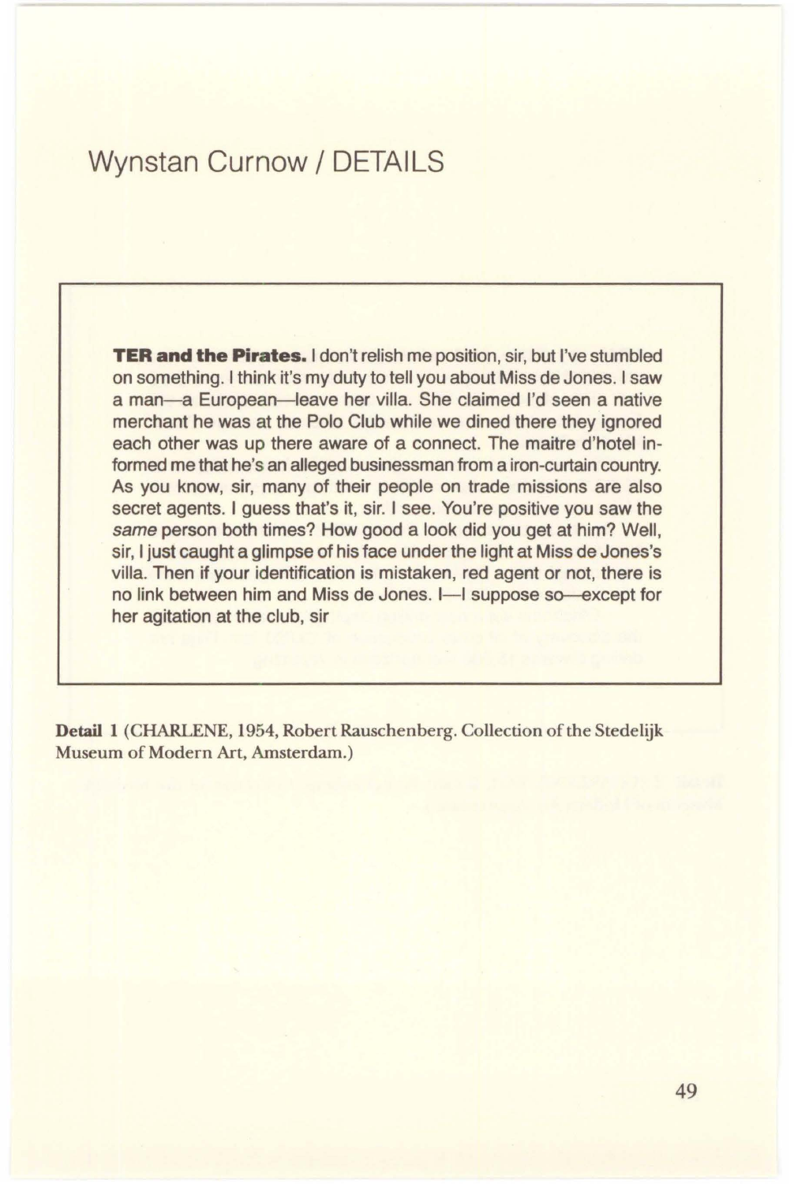# Wynstan Curnow / DETAILS

**TER and the Pirates.** I don't relish me position, sir, but I've stumbled on something. I think it's my duty to tell you about Miss de Jones. I saw a man—a European—leave her villa. She claimed I'd seen a native merchant he was at the Polo Club while we dined there they ignored each other was up there aware of a connect. The maitre d'hotel informed me that he's an alleged businessman from a iron-curtain country. As you know, sir, many of their people on trade missions are also secret agents. I guess that's it, sir. I see. You're positive you saw the *same* person both times? How good a look did you get at him? Well, sir, I just caught a glimpse of his face under the light at Miss de Jones's villa. Then if your identification is mistaken, red agent or not, there is no link between him and Miss de Jones. I—I suppose so—except for her agitation at the club, sir

**Detail 1** (CHARLENE, 1954, Robert Rauschenberg. Collection of the Stedelijk Museum of Modern Art, Amsterdam.)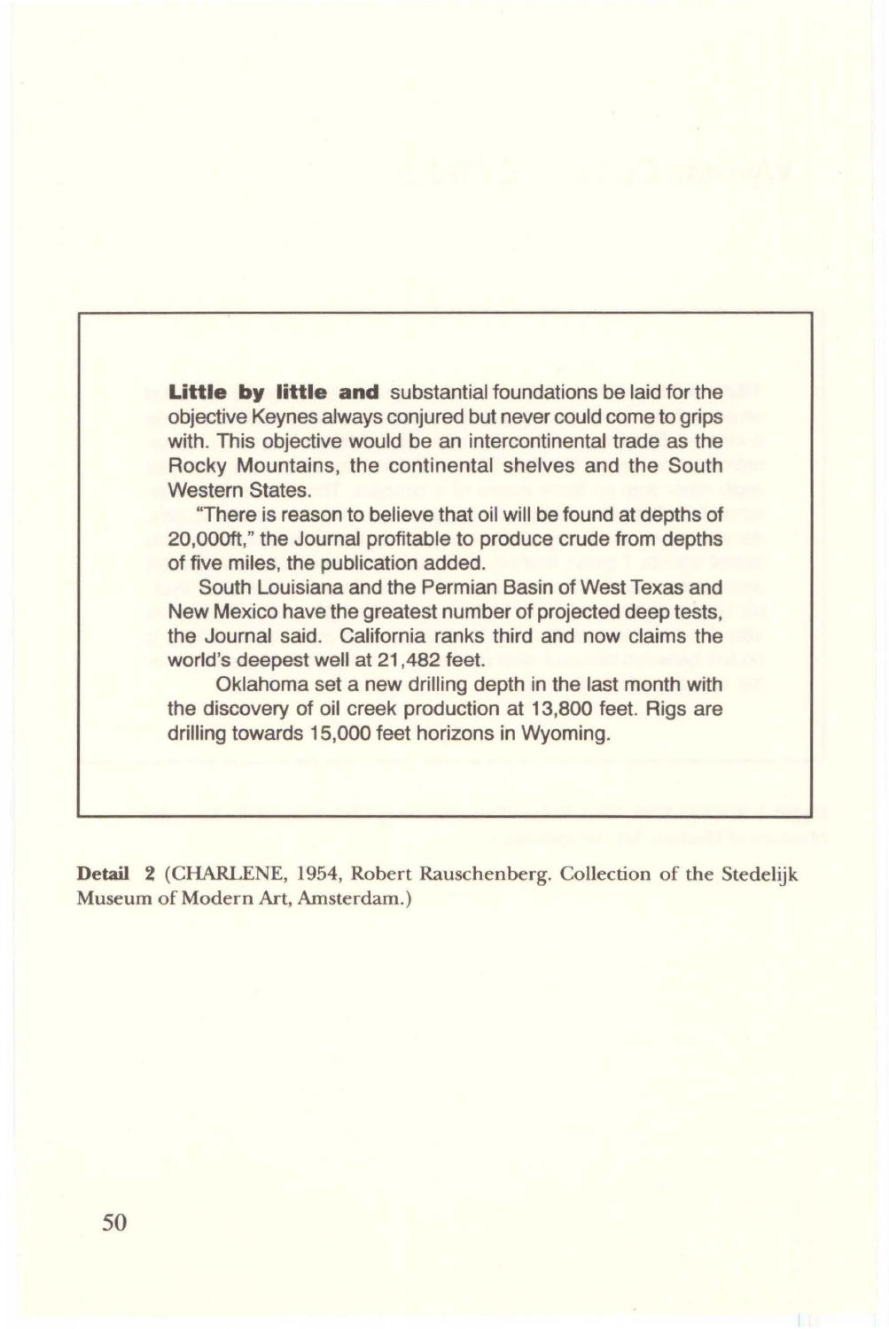**Little by little and** substantial foundations be laid for the objective Keynes always conjured but never could come to grips with. This objective would be an intercontinental trade as the Rocky Mountains, the continental shelves and the South Western States.

"There is reason to believe that oil will be found at depths of 20,000ft," the Journal profitable to produce crude from depths of five miles, the publication added.

South Louisiana and the Permian Basin of West Texas and New Mexico have the greatest number of projected deep tests, the Journal said. California ranks third and now claims the world's deepest well at 21,482 feet.

Oklahoma set a new drilling depth in the last month with the discovery of oil creek production at 13,800 feet. Rigs are drilling towards 15,000 feet horizons in Wyoming.

**Detail 2** (CHARLENE, 1954, Robert Rauschenberg. Collection of the Stedelijk Museum of Modern Art, Amsterdam.)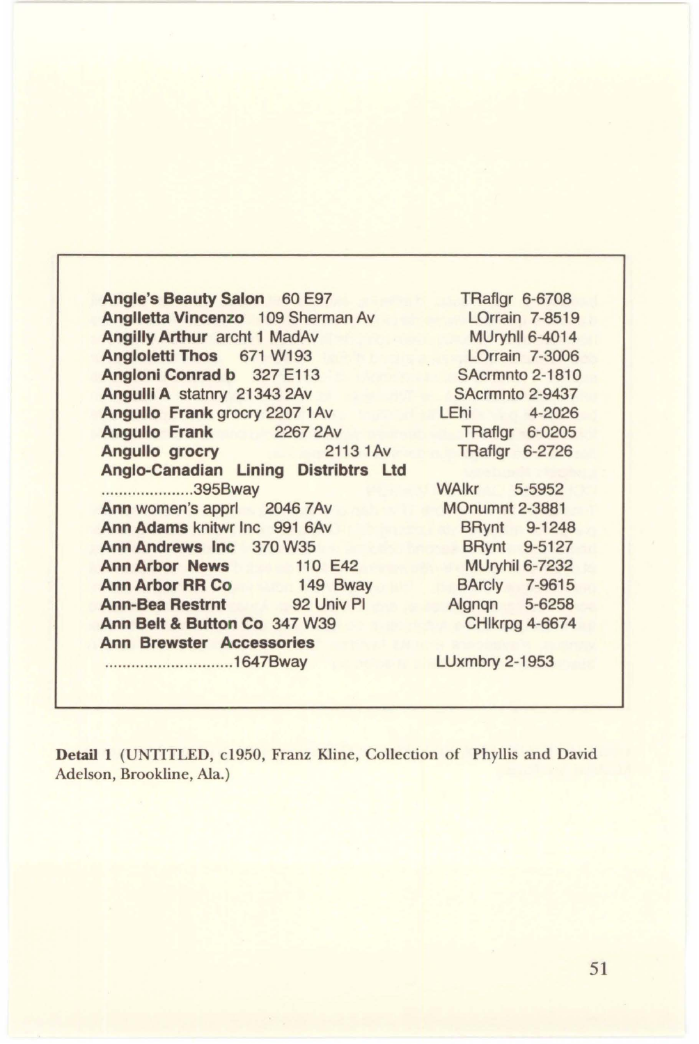| | | |
|---|---|---|
| **Angle's Beauty Salon** | 60 E97 | TRaflgr 6-6708 |
| **Anglletta Vincenzo** | 109 Sherman Av | LOrrain 7-8519 |
| **Angilly Arthur** archt 1 MadAv | | MUryhll 6-4014 |
| **Angloletti Thos** | 671 W193 | LOrrain 7-3006 |
| **Angloni Conrad b** | 327 E113 | SAcrmnto 2-1810 |
| **Angulli A** statnry 21343 2Av | | SAcrmnto 2-9437 |
| **Angullo Frank** grocry 2207 1Av | | LEhi 4-2026 |
| **Angullo Frank** | 2267 2Av | TRaflgr 6-0205 |
| **Angullo grocry** | 2113 1Av | TRaflgr 6-2726 |
| **Anglo-Canadian Lining Distribtrs Ltd** | | |
| .....................395Bway | | WAlkr 5-5952 |
| **Ann** women's apprl | 2046 7Av | MOnumnt 2-3881 |
| **Ann Adams** knitwr Inc 991 6Av | | BRynt 9-1248 |
| **Ann Andrews Inc** | 370 W35 | BRynt 9-5127 |
| **Ann Arbor News** | 110 E42 | MUryhil 6-7232 |
| **Ann Arbor RR Co** | 149 Bway | BArcly 7-9615 |
| **Ann-Bea Restrnt** | 92 Univ Pl | Algnqn 5-6258 |
| **Ann Belt & Button Co** 347 W39 | | CHlkrpg 4-6674 |
| **Ann Brewster Accessories** | | |
| .............................1647Bway | | LUxmbry 2-1953 |

**Detail 1** (UNTITLED, c1950, Franz Kline, Collection of Phyllis and David Adelson, Brookline, Ala.)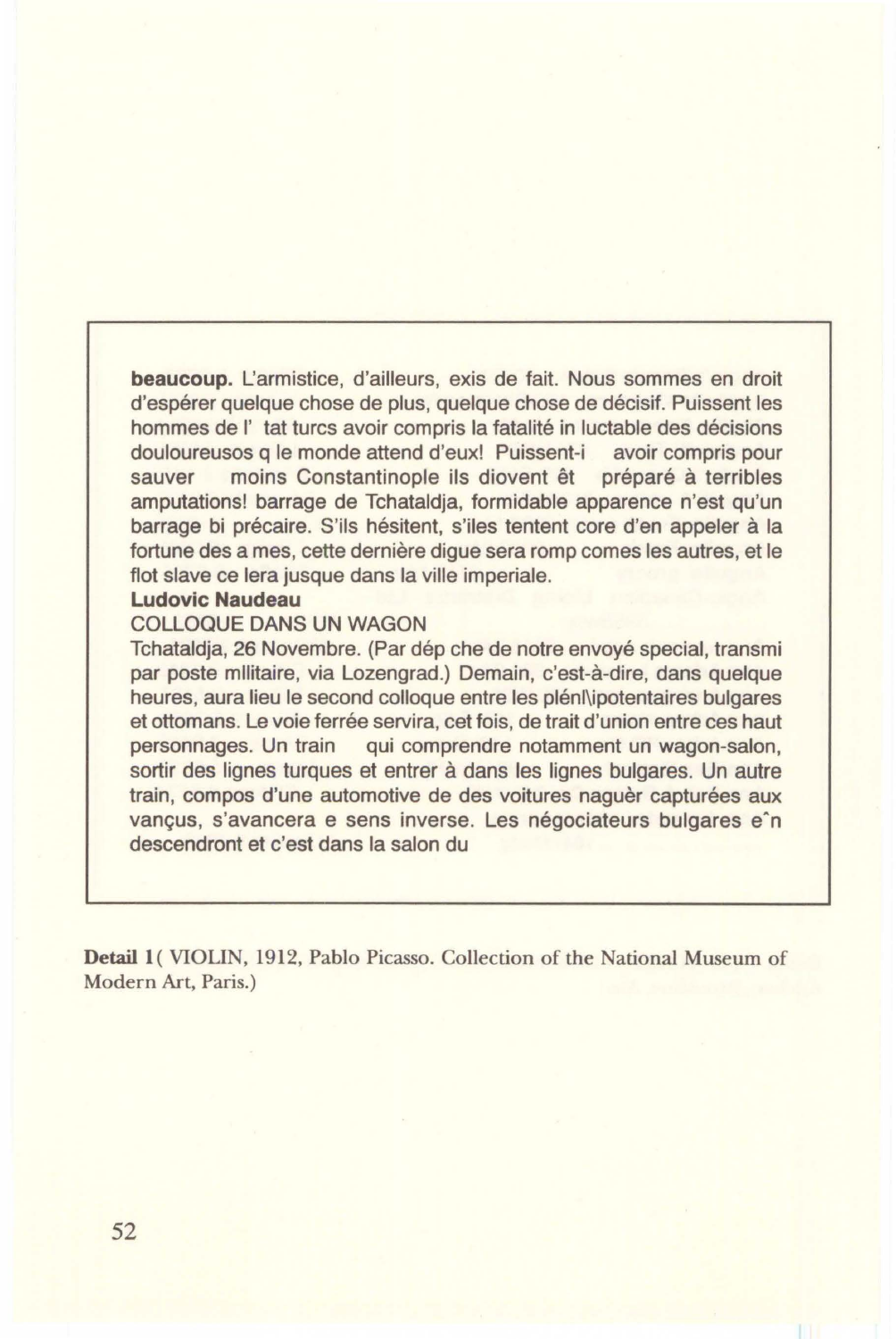**beaucoup.** L'armistice, d'ailleurs, exis de fait. Nous sommes en droit d'espérer quelque chose de plus, quelque chose de décisif. Puissent les hommes de l' tat turcs avoir compris la fatalité in luctable des décisions douloureusos q le monde attend d'eux! Puissent-i avoir compris pour sauver moins Constantinople ils diovent êt préparé à terribles amputations! barrage de Tchataldja, formidable apparence n'est qu'un barrage bi précaire. S'ils hésitent, s'iles tentent core d'en appeler à la fortune des a mes, cette dernière digue sera romp comes les autres, et le flot slave ce lera jusque dans la ville imperiale.

**Ludovic Naudeau**

COLLOQUE DANS UN WAGON

Tchataldja, 26 Novembre. (Par dép che de notre envoyé special, transmi par poste mllitaire, via Lozengrad.) Demain, c'est-à-dire, dans quelque heures, aura lieu le second colloque entre les plénl\ipotentaires bulgares et ottomans. Le voie ferrée servira, cet fois, de trait d'union entre ces haut personnages. Un train qui comprendre notamment un wagon-salon, sortir des lignes turques et entrer à dans les lignes bulgares. Un autre train, compos d'une automotive de des voitures naguèr capturées aux vançus, s'avancera e sens inverse. Les négociateurs bulgares e^n descendront et c'est dans la salon du

**Detail 1** ( VIOLIN, 1912, Pablo Picasso. Collection of the National Museum of Modern Art, Paris.)